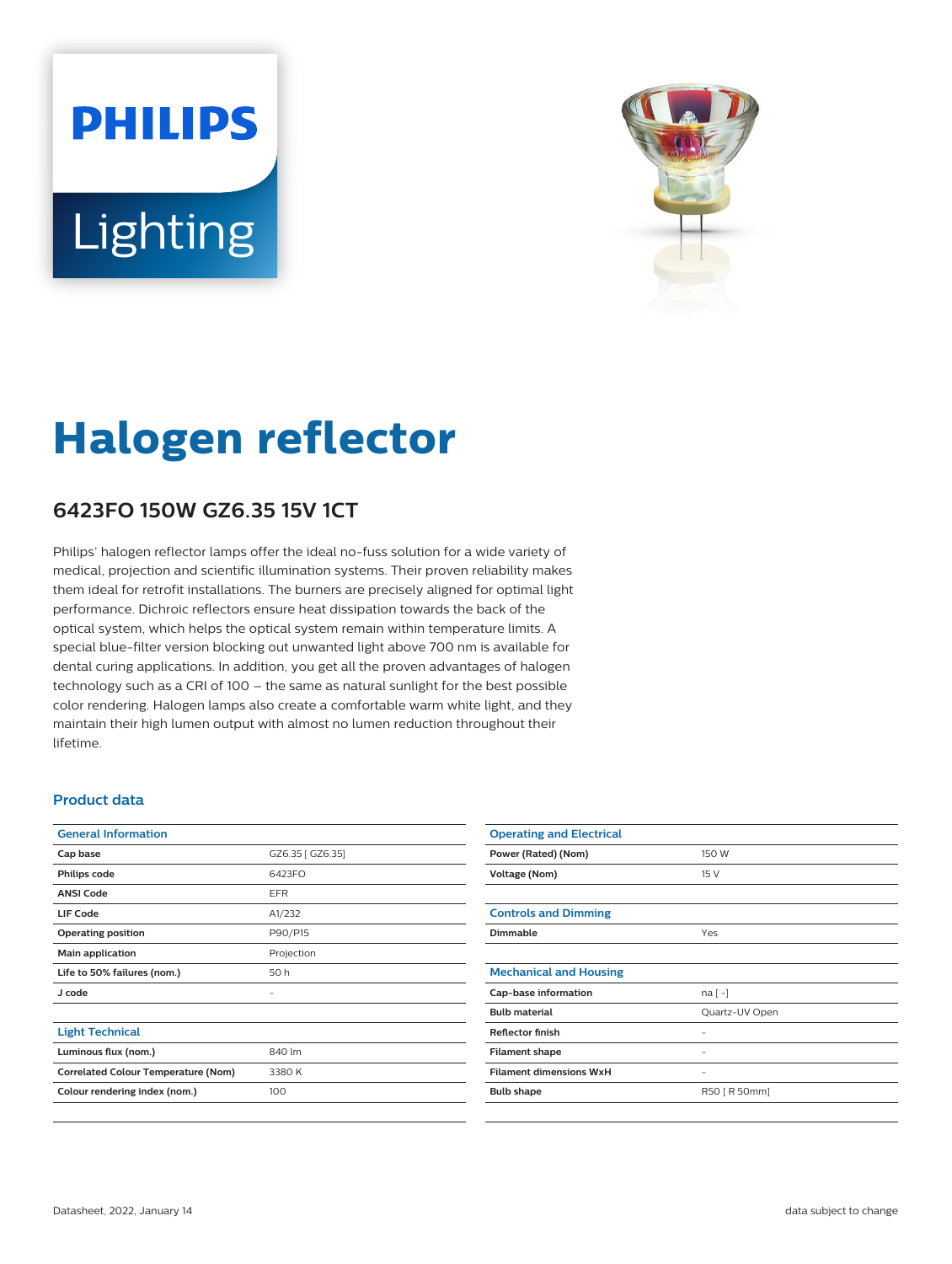PHILIPS

Lighting

# Halogen reflector

## 6423FO 150W GZ6.35 15V 1CT

Philips' halogen reflector lamps offer the ideal no-fuss solution for a wide variety of medical, projection and scientific illumination systems. Their proven reliability makes them ideal for retrofit installations. The burners are precisely aligned for optimal light performance. Dichroic reflectors ensure heat dissipation towards the back of the optical system, which helps the optical system remain within temperature limits. A special blue-filter version blocking out unwanted light above 700 nm is available for dental curing applications. In addition, you get all the proven advantages of halogen technology such as a CRI of 100 – the same as natural sunlight for the best possible color rendering. Halogen lamps also create a comfortable warm white light, and they maintain their high lumen output with almost no lumen reduction throughout their lifetime.

### Product data

| General Information | |
|---|---|
| Cap base | GZ6.35 [ GZ6.35] |
| Philips code | 6423FO |
| ANSI Code | EFR |
| LIF Code | A1/232 |
| Operating position | P90/P15 |
| Main application | Projection |
| Life to 50% failures (nom.) | 50 h |
| J code | - |

| Light Technical | |
|---|---|
| Luminous flux (nom.) | 840 lm |
| Correlated Colour Temperature (Nom) | 3380 K |
| Colour rendering index (nom.) | 100 |

| Operating and Electrical | |
|---|---|
| Power (Rated) (Nom) | 150 W |
| Voltage (Nom) | 15 V |

| Controls and Dimming | |
|---|---|
| Dimmable | Yes |

| Mechanical and Housing | |
|---|---|
| Cap-base information | na [ -] |
| Bulb material | Quartz-UV Open |
| Reflector finish | - |
| Filament shape | - |
| Filament dimensions WxH | - |
| Bulb shape | R50 [ R 50mm] |

Datasheet, 2022, January 14

data subject to change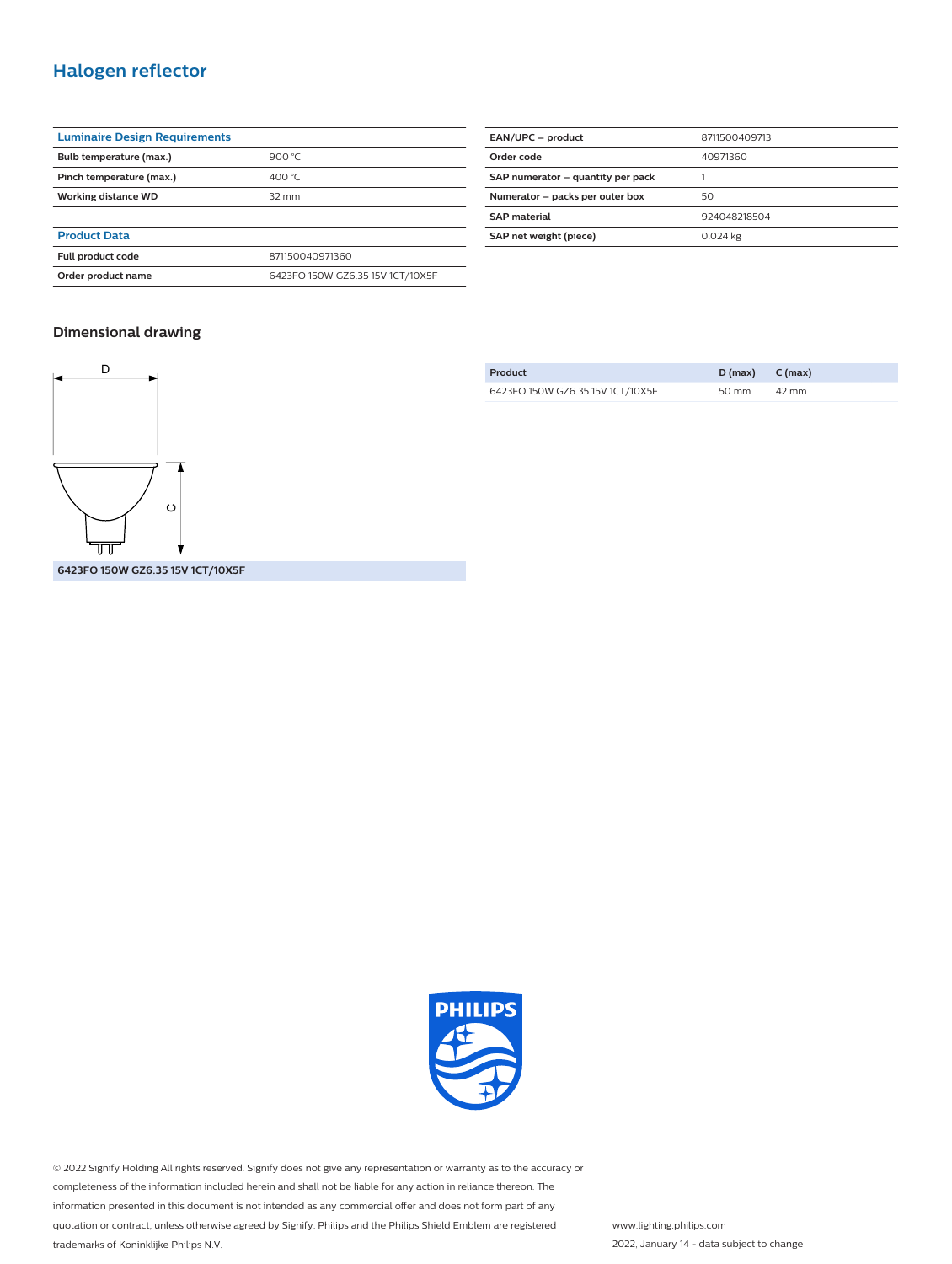## Halogen reflector

| Luminaire Design Requirements | |
|---|---|
| Bulb temperature (max.) | 900 °C |
| Pinch temperature (max.) | 400 °C |
| Working distance WD | 32 mm |

| Product Data | |
|---|---|
| Full product code | 871150040971360 |
| Order product name | 6423FO 150W GZ6.35 15V 1CT/10X5F |

| | |
|---|---|
| EAN/UPC – product | 8711500409713 |
| Order code | 40971360 |
| SAP numerator – quantity per pack | 1 |
| Numerator – packs per outer box | 50 |
| SAP material | 924048218504 |
| SAP net weight (piece) | 0.024 kg |

### Dimensional drawing

D

C

6423FO 150W GZ6.35 15V 1CT/10X5F

| Product | D (max) | C (max) |
|---|---|---|
| 6423FO 150W GZ6.35 15V 1CT/10X5F | 50 mm | 42 mm |

© 2022 Signify Holding All rights reserved. Signify does not give any representation or warranty as to the accuracy or completeness of the information included herein and shall not be liable for any action in reliance thereon. The information presented in this document is not intended as any commercial offer and does not form part of any quotation or contract, unless otherwise agreed by Signify. Philips and the Philips Shield Emblem are registered trademarks of Koninklijke Philips N.V.

www.lighting.philips.com

2022, January 14 - data subject to change